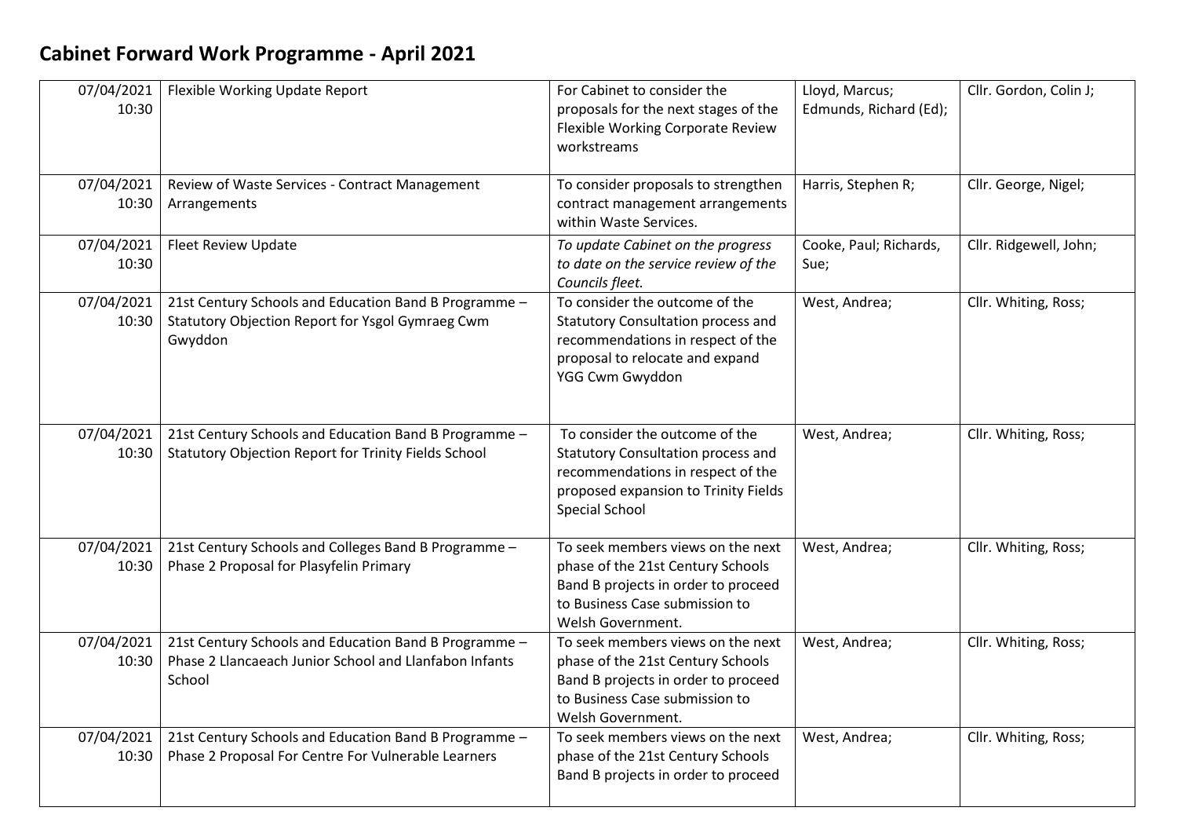# Cabinet Forward Work Programme - April 2021

| | | | | |
|---|---|---|---|---|
| 07/04/2021 10:30 | Flexible Working Update Report | For Cabinet to consider the proposals for the next stages of the Flexible Working Corporate Review workstreams | Lloyd, Marcus; Edmunds, Richard (Ed); | Cllr. Gordon, Colin J; |
| 07/04/2021 10:30 | Review of Waste Services - Contract Management Arrangements | To consider proposals to strengthen contract management arrangements within Waste Services. | Harris, Stephen R; | Cllr. George, Nigel; |
| 07/04/2021 10:30 | Fleet Review Update | *To update Cabinet on the progress to date on the service review of the Councils fleet.* | Cooke, Paul; Richards, Sue; | Cllr. Ridgewell, John; |
| 07/04/2021 10:30 | 21st Century Schools and Education Band B Programme – Statutory Objection Report for Ysgol Gymraeg Cwm Gwyddon | To consider the outcome of the Statutory Consultation process and recommendations in respect of the proposal to relocate and expand YGG Cwm Gwyddon | West, Andrea; | Cllr. Whiting, Ross; |
| 07/04/2021 10:30 | 21st Century Schools and Education Band B Programme – Statutory Objection Report for Trinity Fields School | To consider the outcome of the Statutory Consultation process and recommendations in respect of the proposed expansion to Trinity Fields Special School | West, Andrea; | Cllr. Whiting, Ross; |
| 07/04/2021 10:30 | 21st Century Schools and Colleges Band B Programme – Phase 2 Proposal for Plasyfelin Primary | To seek members views on the next phase of the 21st Century Schools Band B projects in order to proceed to Business Case submission to Welsh Government. | West, Andrea; | Cllr. Whiting, Ross; |
| 07/04/2021 10:30 | 21st Century Schools and Education Band B Programme – Phase 2 Llancaeach Junior School and Llanfabon Infants School | To seek members views on the next phase of the 21st Century Schools Band B projects in order to proceed to Business Case submission to Welsh Government. | West, Andrea; | Cllr. Whiting, Ross; |
| 07/04/2021 10:30 | 21st Century Schools and Education Band B Programme – Phase 2 Proposal For Centre For Vulnerable Learners | To seek members views on the next phase of the 21st Century Schools Band B projects in order to proceed | West, Andrea; | Cllr. Whiting, Ross; |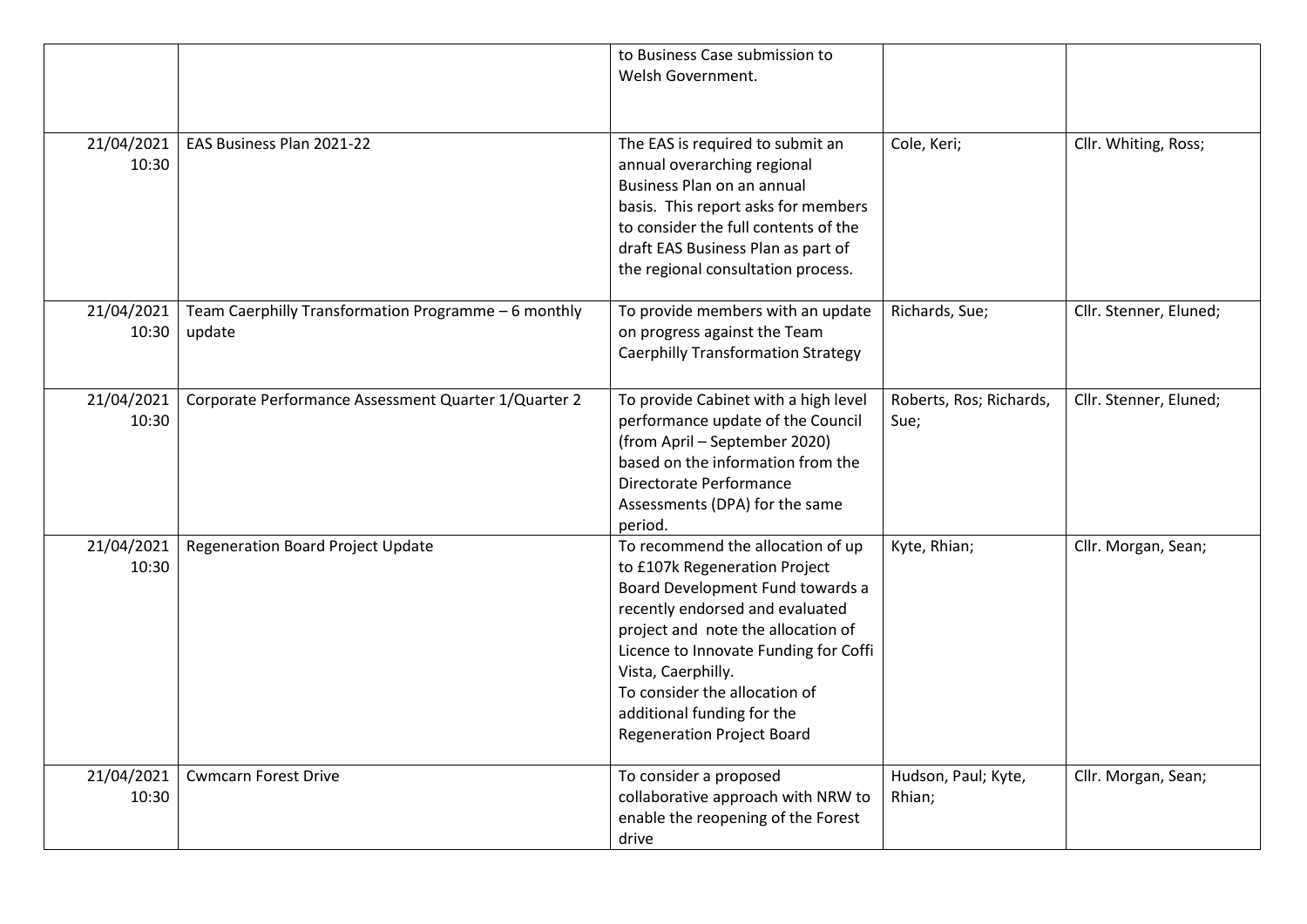| | | | | |
|---|---|---|---|---|
| | | to Business Case submission to Welsh Government. | | |
| 21/04/2021 10:30 | EAS Business Plan 2021-22 | The EAS is required to submit an annual overarching regional Business Plan on an annual basis. This report asks for members to consider the full contents of the draft EAS Business Plan as part of the regional consultation process. | Cole, Keri; | Cllr. Whiting, Ross; |
| 21/04/2021 10:30 | Team Caerphilly Transformation Programme – 6 monthly update | To provide members with an update on progress against the Team Caerphilly Transformation Strategy | Richards, Sue; | Cllr. Stenner, Eluned; |
| 21/04/2021 10:30 | Corporate Performance Assessment Quarter 1/Quarter 2 | To provide Cabinet with a high level performance update of the Council (from April – September 2020) based on the information from the Directorate Performance Assessments (DPA) for the same period. | Roberts, Ros; Richards, Sue; | Cllr. Stenner, Eluned; |
| 21/04/2021 10:30 | Regeneration Board Project Update | To recommend the allocation of up to £107k Regeneration Project Board Development Fund towards a recently endorsed and evaluated project and note the allocation of Licence to Innovate Funding for Coffi Vista, Caerphilly. To consider the allocation of additional funding for the Regeneration Project Board | Kyte, Rhian; | Cllr. Morgan, Sean; |
| 21/04/2021 10:30 | Cwmcarn Forest Drive | To consider a proposed collaborative approach with NRW to enable the reopening of the Forest drive | Hudson, Paul; Kyte, Rhian; | Cllr. Morgan, Sean; |